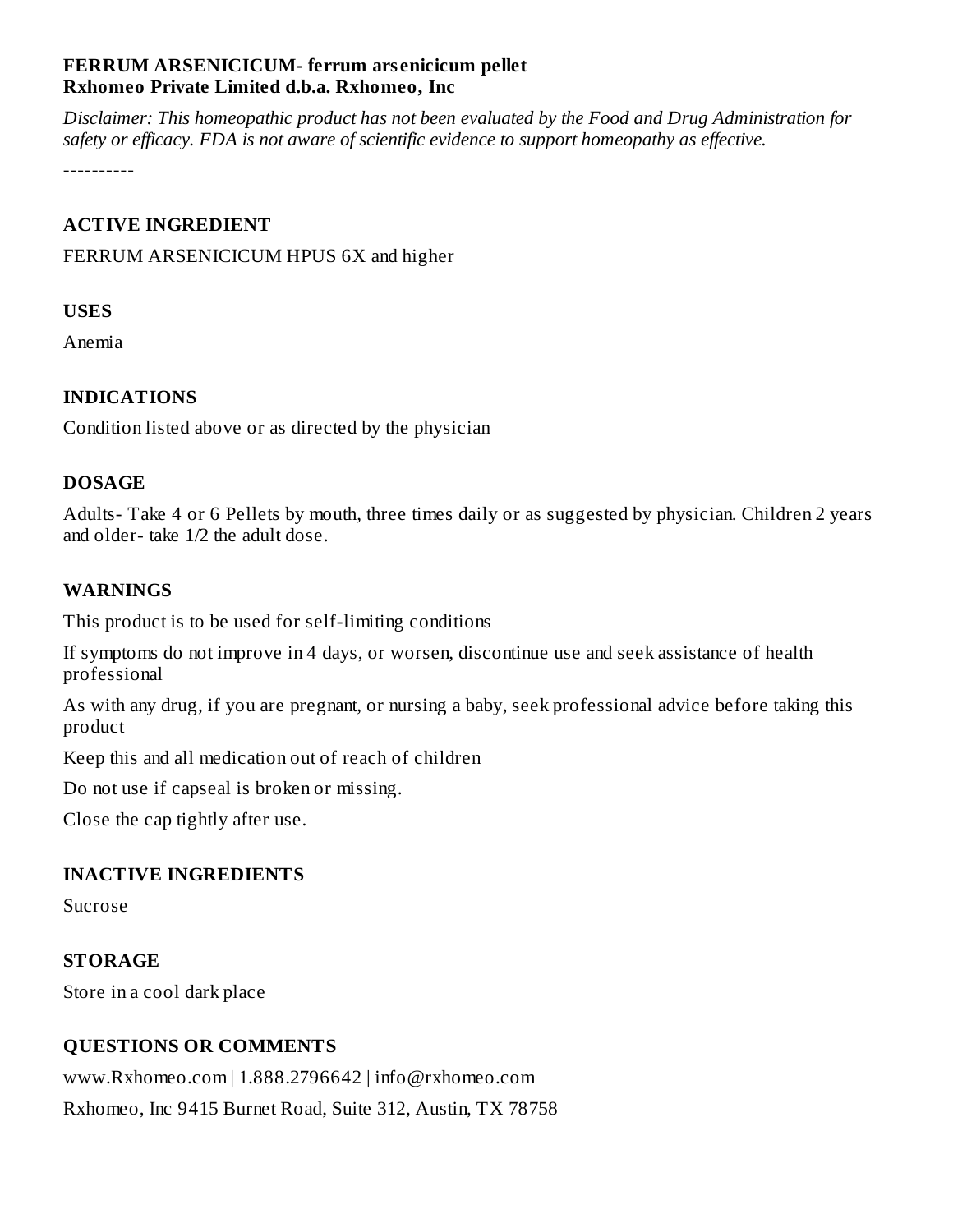**FERRUM ARSENICICUM- ferrum arsenicicum pellet**
**Rxhomeo Private Limited d.b.a. Rxhomeo, Inc**

*Disclaimer: This homeopathic product has not been evaluated by the Food and Drug Administration for safety or efficacy. FDA is not aware of scientific evidence to support homeopathy as effective.*

----------

### ACTIVE INGREDIENT

FERRUM ARSENICICUM HPUS 6X and higher

### USES

Anemia

### INDICATIONS

Condition listed above or as directed by the physician

### DOSAGE

Adults- Take 4 or 6 Pellets by mouth, three times daily or as suggested by physician. Children 2 years and older- take 1/2 the adult dose.

### WARNINGS

This product is to be used for self-limiting conditions

If symptoms do not improve in 4 days, or worsen, discontinue use and seek assistance of health professional

As with any drug, if you are pregnant, or nursing a baby, seek professional advice before taking this product

Keep this and all medication out of reach of children

Do not use if capseal is broken or missing.

Close the cap tightly after use.

### INACTIVE INGREDIENTS

Sucrose

### STORAGE

Store in a cool dark place

### QUESTIONS OR COMMENTS

www.Rxhomeo.com | 1.888.2796642 | info@rxhomeo.com

Rxhomeo, Inc 9415 Burnet Road, Suite 312, Austin, TX 78758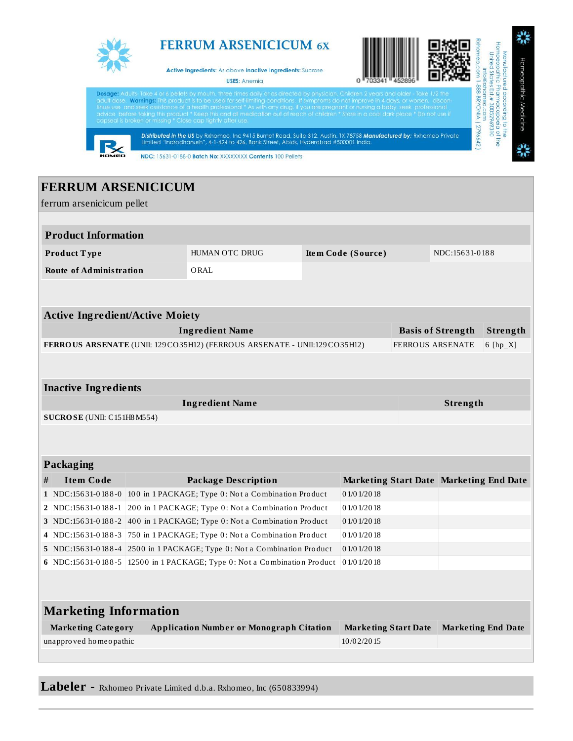FERRUM ARSENICICUM 6X

Active Ingredients: As above Inactive Ingredients: Sucrose

USES: Anemia

Dosage: Adults- Take 4 or 6 pellets by mouth, three times daily or as directed by physician. Children 2 years and older - Take 1/2 the adult dose. Warnings: This product is to be used for self-limiting conditions. If symptoms do not improve in 4 days, or worsen, discontinue use and seek assistance of a health professional * As with any drug, if you are pregnant or nursing a baby, seek professional advice before taking this product * Keep this and all medication out of reach of children * Store in a cool dark place * Do not use if capseal is broken or missing * Close cap tightly after use.

Distributed in the US by Rxhomeo, Inc 9415 Burnet Road, Suite 312, Austin, TX 78758 Manufactured by: Rxhomeo Private Limited "Indradhanush", 4-1-424 to 426, Bank Street, Abids, Hyderabad #500001 India.

NDC: 15631-0188-0 Batch No: XXXXXXXX Contents 100 Pellets

0 703341 452896

Manufactured according to the Homeopathic Pharmacopeia of the United States Est # 3005296310 info@rxhomeo.com Rxhomeo.com 1-888-BRYONIA (279-6642)

Homeopathic Medicine

# FERRUM ARSENICICUM

ferrum arsenicicum pellet

## Product Information

| | | | |
|---|---|---|---|
| **Product Type** | HUMAN OTC DRUG | **Item Code (Source)** | NDC:15631-0188 |
| **Route of Administration** | ORAL | | |

## Active Ingredient/Active Moiety

| Ingredient Name | Basis of Strength | Strength |
|---|---|---|
| **FERROUS ARSENATE** (UNII: 129CO35H12) (FERROUS ARSENATE - UNII:129CO35H12) | FERROUS ARSENATE | 6 [hp_X] |

## Inactive Ingredients

| Ingredient Name | Strength |
|---|---|
| **SUCROSE** (UNII: C151H8M554) | |

## Packaging

| # | Item Code | Package Description | Marketing Start Date | Marketing End Date |
|---|---|---|---|---|
| 1 | NDC:15631-0188-0 | 100 in 1 PACKAGE; Type 0: Not a Combination Product | 01/01/2018 | |
| 2 | NDC:15631-0188-1 | 200 in 1 PACKAGE; Type 0: Not a Combination Product | 01/01/2018 | |
| 3 | NDC:15631-0188-2 | 400 in 1 PACKAGE; Type 0: Not a Combination Product | 01/01/2018 | |
| 4 | NDC:15631-0188-3 | 750 in 1 PACKAGE; Type 0: Not a Combination Product | 01/01/2018 | |
| 5 | NDC:15631-0188-4 | 2500 in 1 PACKAGE; Type 0: Not a Combination Product | 01/01/2018 | |
| 6 | NDC:15631-0188-5 | 12500 in 1 PACKAGE; Type 0: Not a Combination Product | 01/01/2018 | |

## Marketing Information

| Marketing Category | Application Number or Monograph Citation | Marketing Start Date | Marketing End Date |
|---|---|---|---|
| unapproved homeopathic | | 10/02/2015 | |

**Labeler -** Rxhomeo Private Limited d.b.a. Rxhomeo, Inc (650833994)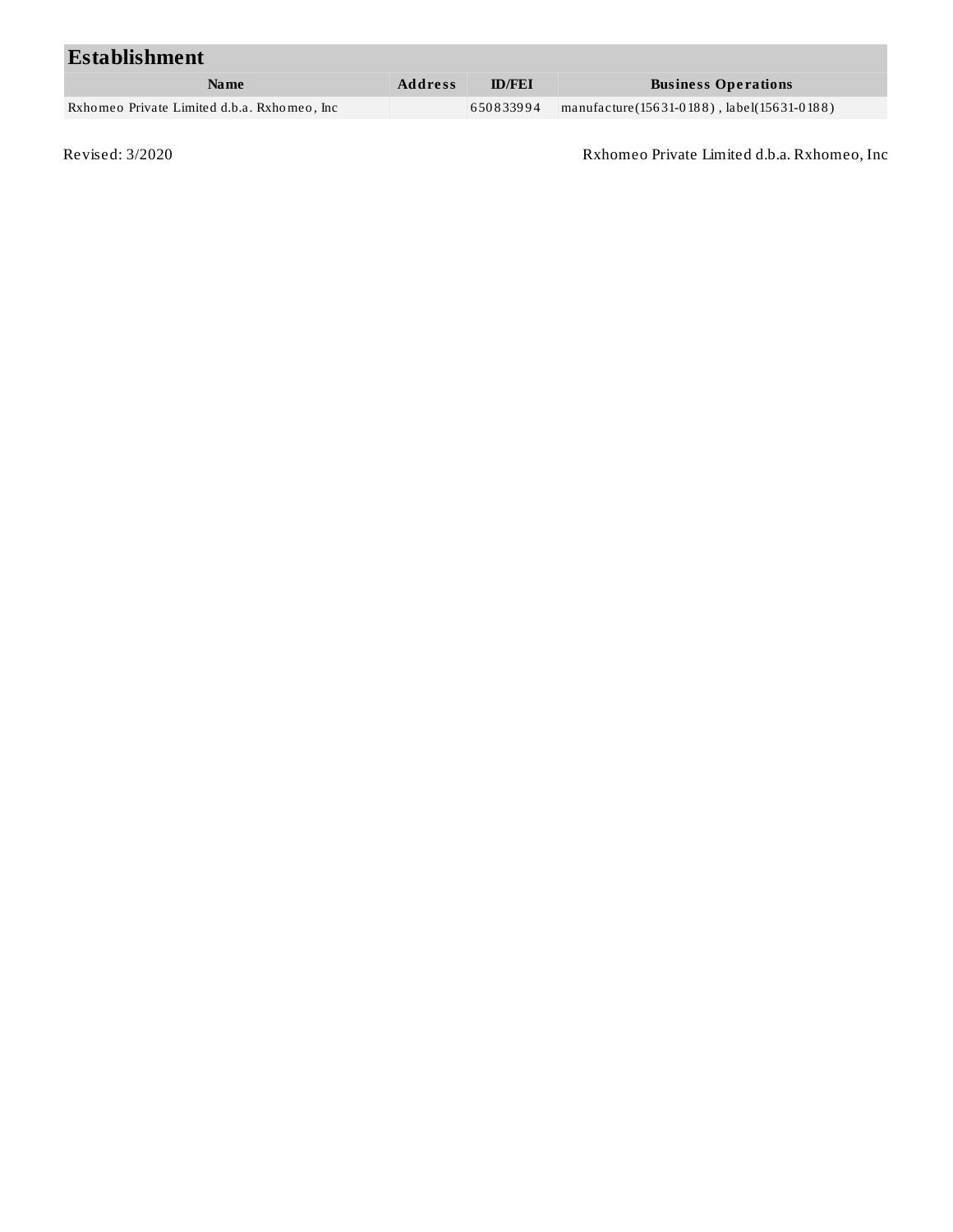## Establishment

| Name | Address | ID/FEI | Business Operations |
|---|---|---|---|
| Rxhomeo Private Limited d.b.a. Rxhomeo, Inc | | 650833994 | manufacture(15631-0188) , label(15631-0188) |

Revised: 3/2020

Rxhomeo Private Limited d.b.a. Rxhomeo, Inc